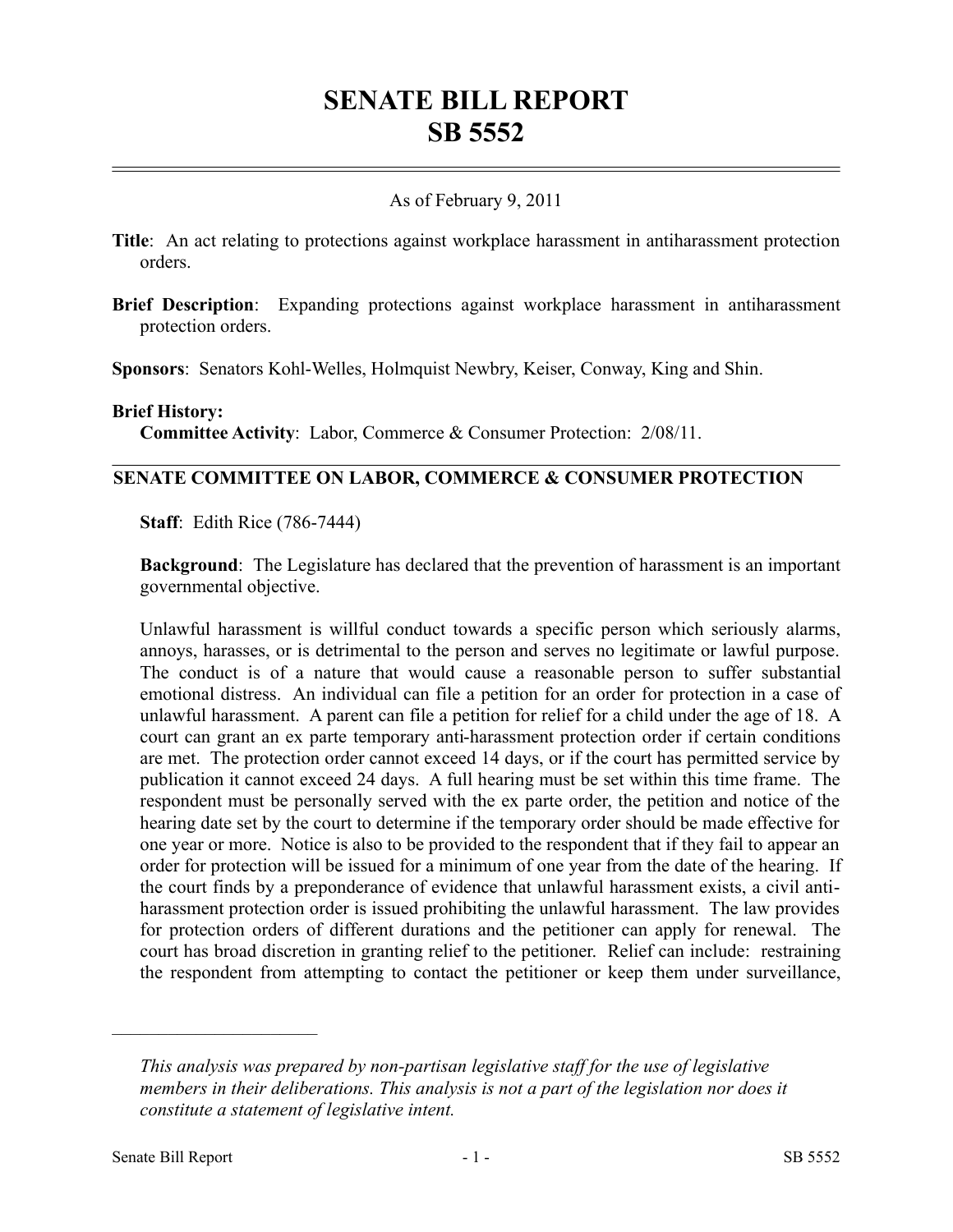# SENATE BILL REPORT
# SB 5552

As of February 9, 2011

**Title**: An act relating to protections against workplace harassment in antiharassment protection orders.

**Brief Description**: Expanding protections against workplace harassment in antiharassment protection orders.

**Sponsors**: Senators Kohl-Welles, Holmquist Newbry, Keiser, Conway, King and Shin.

**Brief History:**
**Committee Activity**: Labor, Commerce & Consumer Protection: 2/08/11.

## SENATE COMMITTEE ON LABOR, COMMERCE & CONSUMER PROTECTION

**Staff**: Edith Rice (786-7444)

**Background**: The Legislature has declared that the prevention of harassment is an important governmental objective.

Unlawful harassment is willful conduct towards a specific person which seriously alarms, annoys, harasses, or is detrimental to the person and serves no legitimate or lawful purpose. The conduct is of a nature that would cause a reasonable person to suffer substantial emotional distress. An individual can file a petition for an order for protection in a case of unlawful harassment. A parent can file a petition for relief for a child under the age of 18. A court can grant an ex parte temporary anti-harassment protection order if certain conditions are met. The protection order cannot exceed 14 days, or if the court has permitted service by publication it cannot exceed 24 days. A full hearing must be set within this time frame. The respondent must be personally served with the ex parte order, the petition and notice of the hearing date set by the court to determine if the temporary order should be made effective for one year or more. Notice is also to be provided to the respondent that if they fail to appear an order for protection will be issued for a minimum of one year from the date of the hearing. If the court finds by a preponderance of evidence that unlawful harassment exists, a civil anti-harassment protection order is issued prohibiting the unlawful harassment. The law provides for protection orders of different durations and the petitioner can apply for renewal. The court has broad discretion in granting relief to the petitioner. Relief can include: restraining the respondent from attempting to contact the petitioner or keep them under surveillance,

---

*This analysis was prepared by non-partisan legislative staff for the use of legislative members in their deliberations. This analysis is not a part of the legislation nor does it constitute a statement of legislative intent.*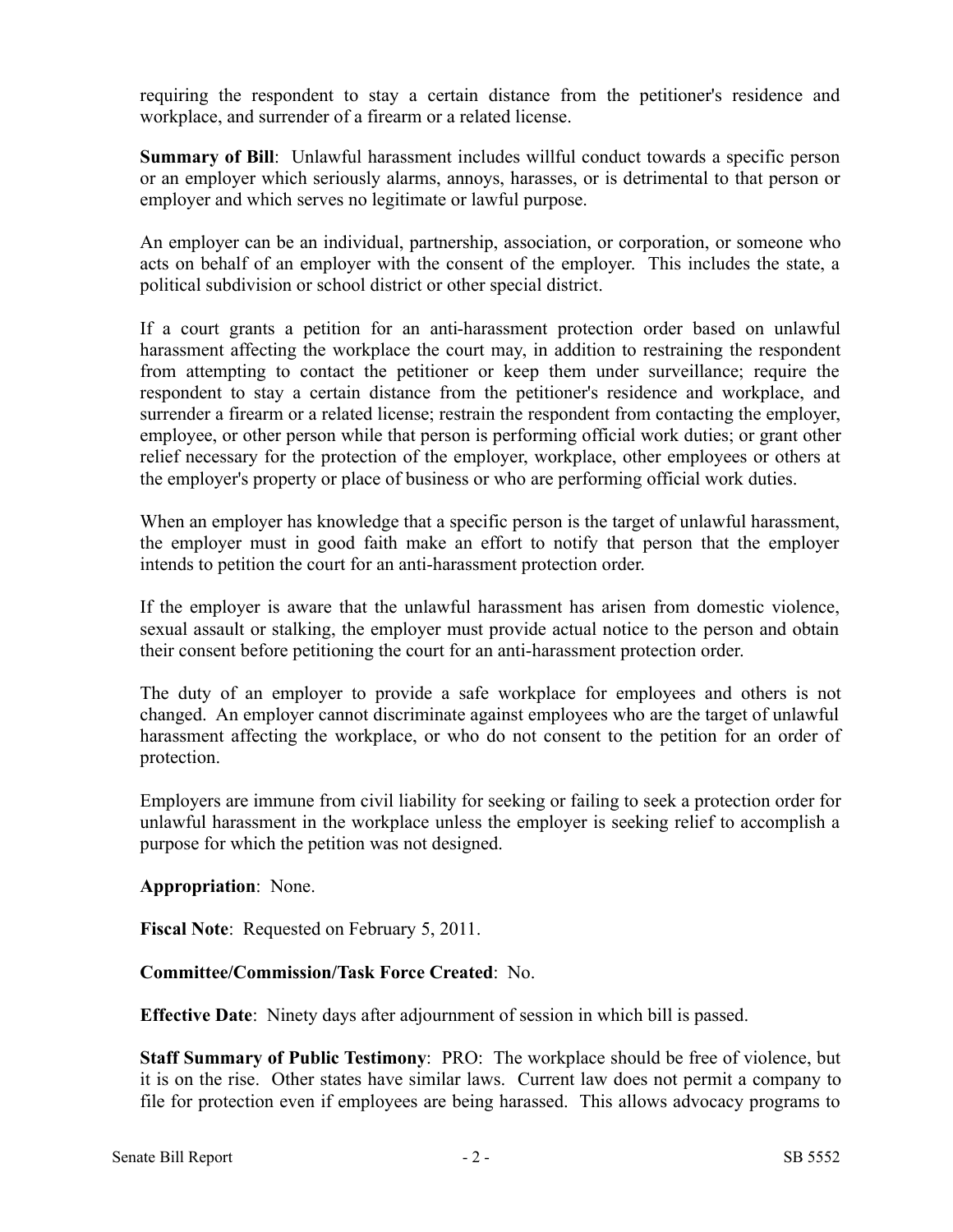requiring the respondent to stay a certain distance from the petitioner's residence and workplace, and surrender of a firearm or a related license.

**Summary of Bill**: Unlawful harassment includes willful conduct towards a specific person or an employer which seriously alarms, annoys, harasses, or is detrimental to that person or employer and which serves no legitimate or lawful purpose.

An employer can be an individual, partnership, association, or corporation, or someone who acts on behalf of an employer with the consent of the employer. This includes the state, a political subdivision or school district or other special district.

If a court grants a petition for an anti-harassment protection order based on unlawful harassment affecting the workplace the court may, in addition to restraining the respondent from attempting to contact the petitioner or keep them under surveillance; require the respondent to stay a certain distance from the petitioner's residence and workplace, and surrender a firearm or a related license; restrain the respondent from contacting the employer, employee, or other person while that person is performing official work duties; or grant other relief necessary for the protection of the employer, workplace, other employees or others at the employer's property or place of business or who are performing official work duties.

When an employer has knowledge that a specific person is the target of unlawful harassment, the employer must in good faith make an effort to notify that person that the employer intends to petition the court for an anti-harassment protection order.

If the employer is aware that the unlawful harassment has arisen from domestic violence, sexual assault or stalking, the employer must provide actual notice to the person and obtain their consent before petitioning the court for an anti-harassment protection order.

The duty of an employer to provide a safe workplace for employees and others is not changed. An employer cannot discriminate against employees who are the target of unlawful harassment affecting the workplace, or who do not consent to the petition for an order of protection.

Employers are immune from civil liability for seeking or failing to seek a protection order for unlawful harassment in the workplace unless the employer is seeking relief to accomplish a purpose for which the petition was not designed.

**Appropriation**: None.

**Fiscal Note**: Requested on February 5, 2011.

**Committee/Commission/Task Force Created**: No.

**Effective Date**: Ninety days after adjournment of session in which bill is passed.

**Staff Summary of Public Testimony**: PRO: The workplace should be free of violence, but it is on the rise. Other states have similar laws. Current law does not permit a company to file for protection even if employees are being harassed. This allows advocacy programs to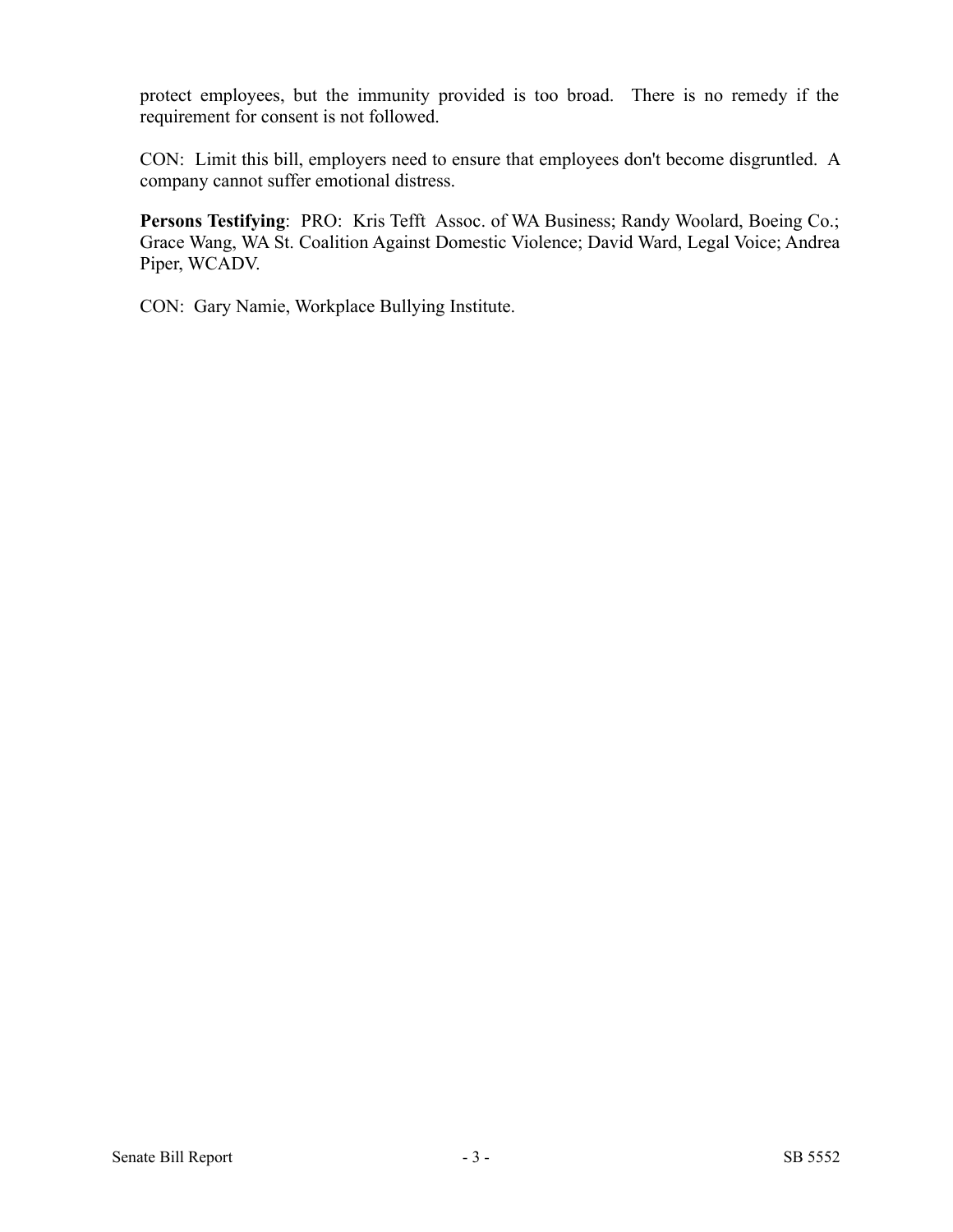protect employees, but the immunity provided is too broad. There is no remedy if the requirement for consent is not followed.

CON: Limit this bill, employers need to ensure that employees don't become disgruntled. A company cannot suffer emotional distress.

**Persons Testifying**: PRO: Kris Tefft Assoc. of WA Business; Randy Woolard, Boeing Co.; Grace Wang, WA St. Coalition Against Domestic Violence; David Ward, Legal Voice; Andrea Piper, WCADV.

CON: Gary Namie, Workplace Bullying Institute.